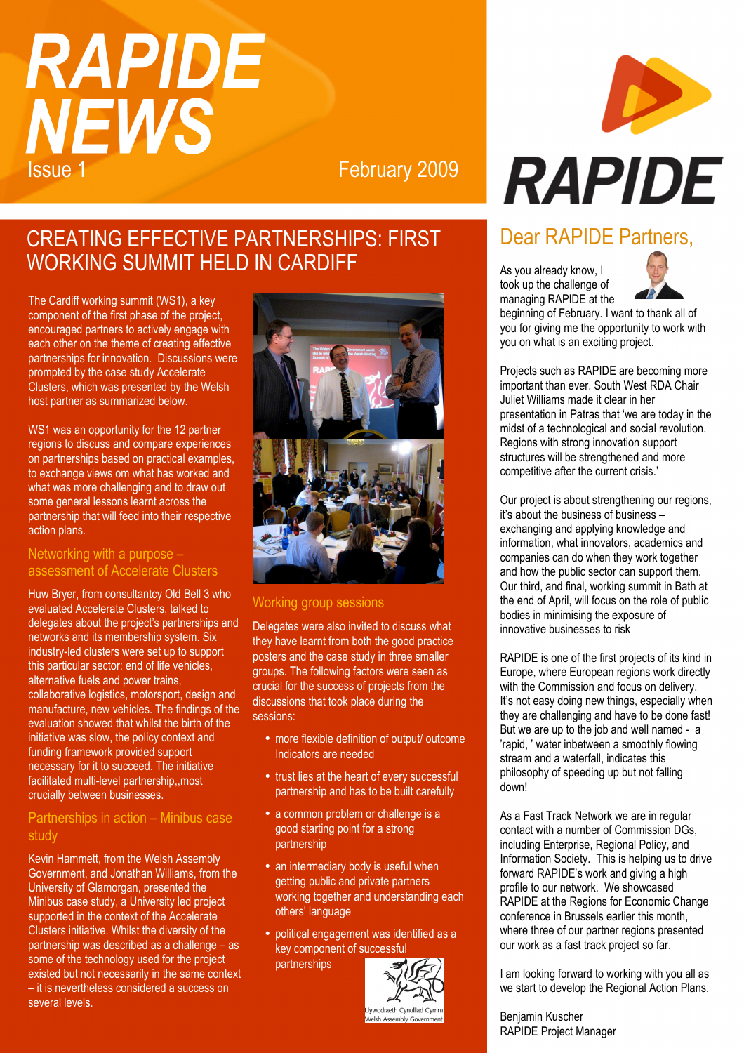# RAPIDE NEWS

Issue 1

February 2009

## CREATING EFFECTIVE PARTNERSHIPS: FIRST WORKING SUMMIT HELD IN CARDIFF

The Cardiff working summit (WS1), a key component of the first phase of the project, encouraged partners to actively engage with each other on the theme of creating effective partnerships for innovation. Discussions were prompted by the case study Accelerate Clusters, which was presented by the Welsh host partner as summarized below.

WS1 was an opportunity for the 12 partner regions to discuss and compare experiences on partnerships based on practical examples, to exchange views om what has worked and what was more challenging and to draw out some general lessons learnt across the partnership that will feed into their respective action plans.

### Networking with a purpose – assessment of Accelerate Clusters

Huw Bryer, from consultantcy Old Bell 3 who evaluated Accelerate Clusters, talked to delegates about the project's partnerships and networks and its membership system. Six industry-led clusters were set up to support this particular sector: end of life vehicles, alternative fuels and power trains, collaborative logistics, motorsport, design and manufacture, new vehicles. The findings of the evaluation showed that whilst the birth of the initiative was slow, the policy context and funding framework provided support necessary for it to succeed. The initiative facilitated multi-level partnership,,most crucially between businesses.

### Partnerships in action – Minibus case study

Kevin Hammett, from the Welsh Assembly Government, and Jonathan Williams, from the University of Glamorgan, presented the Minibus case study, a University led project supported in the context of the Accelerate Clusters initiative. Whilst the diversity of the partnership was described as a challenge – as some of the technology used for the project existed but not necessarily in the same context – it is nevertheless considered a success on several levels.

### Working group sessions

Delegates were also invited to discuss what they have learnt from both the good practice posters and the case study in three smaller groups. The following factors were seen as crucial for the success of projects from the discussions that took place during the sessions:

- more flexible definition of output/ outcome Indicators are needed
- trust lies at the heart of every successful partnership and has to be built carefully
- a common problem or challenge is a good starting point for a strong partnership
- an intermediary body is useful when getting public and private partners working together and understanding each others' language
- political engagement was identified as a key component of successful partnerships

Llywodraeth Cynulliad Cymru
Welsh Assembly Government

## Dear RAPIDE Partners,

As you already know, I took up the challenge of managing RAPIDE at the beginning of February. I want to thank all of you for giving me the opportunity to work with you on what is an exciting project.

Projects such as RAPIDE are becoming more important than ever. South West RDA Chair Juliet Williams made it clear in her presentation in Patras that 'we are today in the midst of a technological and social revolution. Regions with strong innovation support structures will be strengthened and more competitive after the current crisis.'

Our project is about strengthening our regions, it's about the business of business – exchanging and applying knowledge and information, what innovators, academics and companies can do when they work together and how the public sector can support them. Our third, and final, working summit in Bath at the end of April, will focus on the role of public bodies in minimising the exposure of innovative businesses to risk

RAPIDE is one of the first projects of its kind in Europe, where European regions work directly with the Commission and focus on delivery. It's not easy doing new things, especially when they are challenging and have to be done fast! But we are up to the job and well named - a 'rapid, ' water inbetween a smoothly flowing stream and a waterfall, indicates this philosophy of speeding up but not falling down!

As a Fast Track Network we are in regular contact with a number of Commission DGs, including Enterprise, Regional Policy, and Information Society. This is helping us to drive forward RAPIDE's work and giving a high profile to our network. We showcased RAPIDE at the Regions for Economic Change conference in Brussels earlier this month, where three of our partner regions presented our work as a fast track project so far.

I am looking forward to working with you all as we start to develop the Regional Action Plans.

Benjamin Kuscher
RAPIDE Project Manager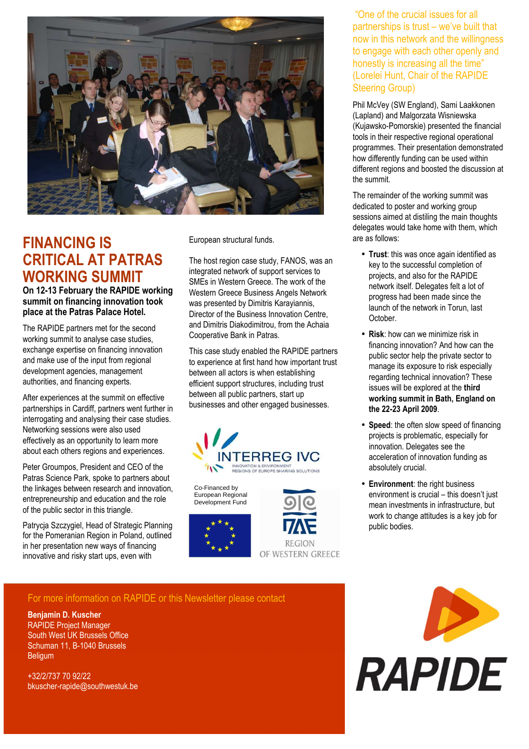# FINANCING IS CRITICAL AT PATRAS WORKING SUMMIT

**On 12-13 February the RAPIDE working summit on financing innovation took place at the Patras Palace Hotel.**

The RAPIDE partners met for the second working summit to analyse case studies, exchange expertise on financing innovation and make use of the input from regional development agencies, management authorities, and financing experts.

After experiences at the summit on effective partnerships in Cardiff, partners went further in interrogating and analysing their case studies. Networking sessions were also used effectively as an opportunity to learn more about each others regions and experiences.

Peter Groumpos, President and CEO of the Patras Science Park, spoke to partners about the linkages between research and innovation, entrepreneurship and education and the role of the public sector in this triangle.

Patrycja Szczygiel, Head of Strategic Planning for the Pomeranian Region in Poland, outlined in her presentation new ways of financing innovative and risky start ups, even with European structural funds.

The host region case study, FANOS, was an integrated network of support services to SMEs in Western Greece. The work of the Western Greece Business Angels Network was presented by Dimitris Karayiannis, Director of the Business Innovation Centre, and Dimitris Diakodimitrou, from the Achaia Cooperative Bank in Patras.

This case study enabled the RAPIDE partners to experience at first hand how important trust between all actors is when establishing efficient support structures, including trust between all public partners, start up businesses and other engaged businesses.

INTERREG IVC
INNOVATION & ENVIRONMENT
REGIONS OF EUROPE SHARING SOLUTIONS

Co-Financed by European Regional Development Fund

REGION OF WESTERN GREECE

"One of the crucial issues for all partnerships is trust – we've built that now in this network and the willingness to engage with each other openly and honestly is increasing all the time" (Lorelei Hunt, Chair of the RAPIDE Steering Group)

Phil McVey (SW England), Sami Laakkonen (Lapland) and Malgorzata Wisniewska (Kujawsko-Pomorskie) presented the financial tools in their respective regional operational programmes. Their presentation demonstrated how differently funding can be used within different regions and boosted the discussion at the summit.

The remainder of the working summit was dedicated to poster and working group sessions aimed at distiling the main thoughts delegates would take home with them, which are as follows:

- **Trust**: this was once again identified as key to the successful completion of projects, and also for the RAPIDE network itself. Delegates felt a lot of progress had been made since the launch of the network in Torun, last October.
- **Risk**: how can we minimize risk in financing innovation? And how can the public sector help the private sector to manage its exposure to risk especially regarding technical innovation? These issues will be explored at the **third working summit in Bath, England on the 22-23 April 2009**.
- **Speed**: the often slow speed of financing projects is problematic, especially for innovation. Delegates see the acceleration of innovation funding as absolutely crucial.
- **Environment**: the right business environment is crucial – this doesn't just mean investments in infrastructure, but work to change attitudes is a key job for public bodies.

For more information on RAPIDE or this Newsletter please contact

**Benjamin D. Kuscher**
RAPIDE Project Manager
South West UK Brussels Office
Schuman 11, B-1040 Brussels
Beligum

+32/2/737 70 92/22
bkuscher-rapide@southwestuk.be

RAPIDE